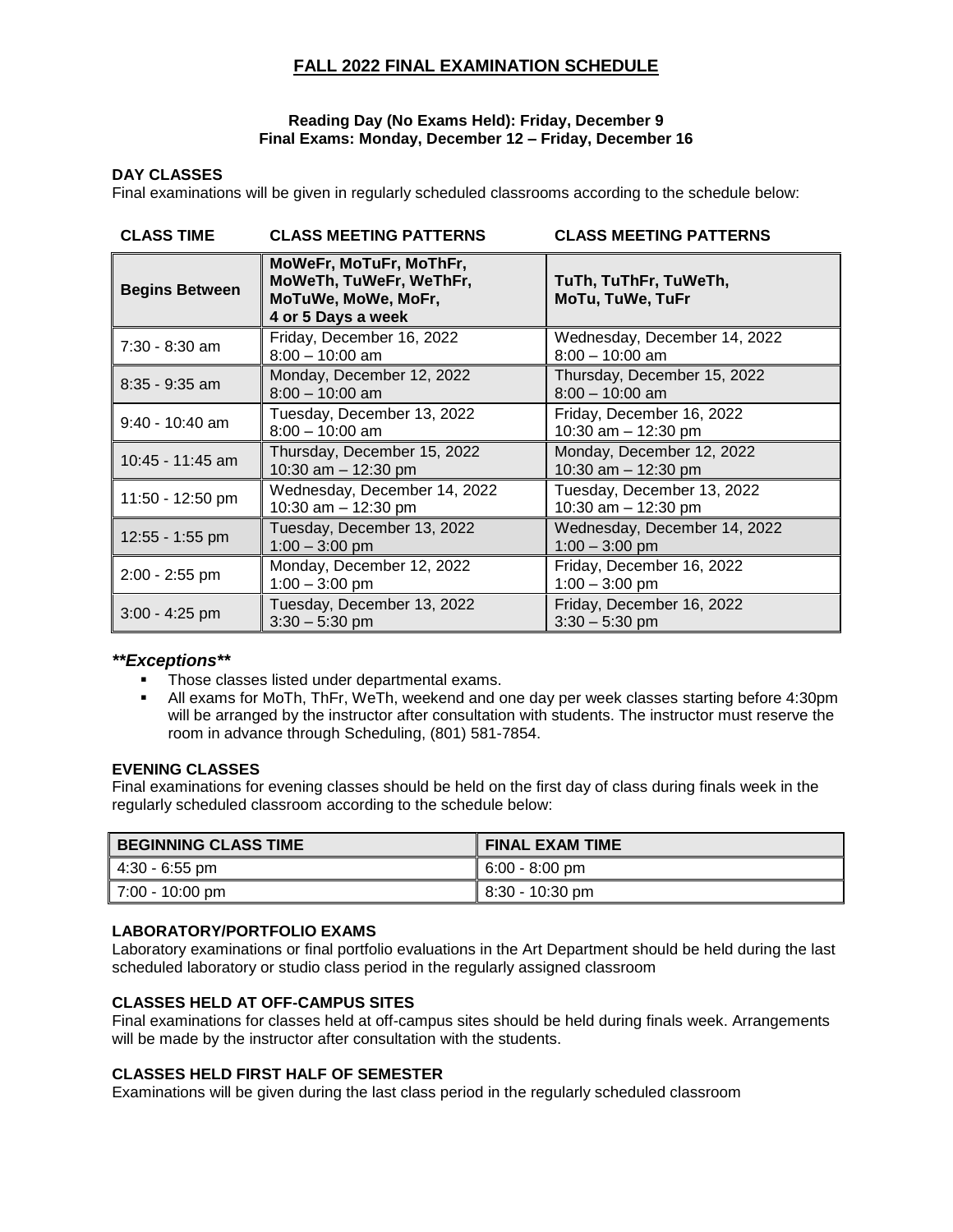# FALL 2022 FINAL EXAMINATION SCHEDULE

**Reading Day (No Exams Held): Friday, December 9**
**Final Exams: Monday, December 12 – Friday, December 16**

## DAY CLASSES

Final examinations will be given in regularly scheduled classrooms according to the schedule below:

| CLASS TIME | CLASS MEETING PATTERNS | CLASS MEETING PATTERNS |
|---|---|---|
| **Begins Between** | **MoWeFr, MoTuFr, MoThFr, MoWeTh, TuWeFr, WeThFr, MoTuWe, MoWe, MoFr, 4 or 5 Days a week** | **TuTh, TuThFr, TuWeTh, MoTu, TuWe, TuFr** |
| 7:30 - 8:30 am | Friday, December 16, 2022<br>8:00 – 10:00 am | Wednesday, December 14, 2022<br>8:00 – 10:00 am |
| 8:35 - 9:35 am | Monday, December 12, 2022<br>8:00 – 10:00 am | Thursday, December 15, 2022<br>8:00 – 10:00 am |
| 9:40 - 10:40 am | Tuesday, December 13, 2022<br>8:00 – 10:00 am | Friday, December 16, 2022<br>10:30 am – 12:30 pm |
| 10:45 - 11:45 am | Thursday, December 15, 2022<br>10:30 am – 12:30 pm | Monday, December 12, 2022<br>10:30 am – 12:30 pm |
| 11:50 - 12:50 pm | Wednesday, December 14, 2022<br>10:30 am – 12:30 pm | Tuesday, December 13, 2022<br>10:30 am – 12:30 pm |
| 12:55 - 1:55 pm | Tuesday, December 13, 2022<br>1:00 – 3:00 pm | Wednesday, December 14, 2022<br>1:00 – 3:00 pm |
| 2:00 - 2:55 pm | Monday, December 12, 2022<br>1:00 – 3:00 pm | Friday, December 16, 2022<br>1:00 – 3:00 pm |
| 3:00 - 4:25 pm | Tuesday, December 13, 2022<br>3:30 – 5:30 pm | Friday, December 16, 2022<br>3:30 – 5:30 pm |

### ***\*\*Exceptions\*\****

- Those classes listed under departmental exams.
- All exams for MoTh, ThFr, WeTh, weekend and one day per week classes starting before 4:30pm will be arranged by the instructor after consultation with students. The instructor must reserve the room in advance through Scheduling, (801) 581-7854.

## EVENING CLASSES

Final examinations for evening classes should be held on the first day of class during finals week in the regularly scheduled classroom according to the schedule below:

| BEGINNING CLASS TIME | FINAL EXAM TIME |
|---|---|
| 4:30 - 6:55 pm | 6:00 - 8:00 pm |
| 7:00 - 10:00 pm | 8:30 - 10:30 pm |

## LABORATORY/PORTFOLIO EXAMS

Laboratory examinations or final portfolio evaluations in the Art Department should be held during the last scheduled laboratory or studio class period in the regularly assigned classroom

## CLASSES HELD AT OFF-CAMPUS SITES

Final examinations for classes held at off-campus sites should be held during finals week. Arrangements will be made by the instructor after consultation with the students.

## CLASSES HELD FIRST HALF OF SEMESTER

Examinations will be given during the last class period in the regularly scheduled classroom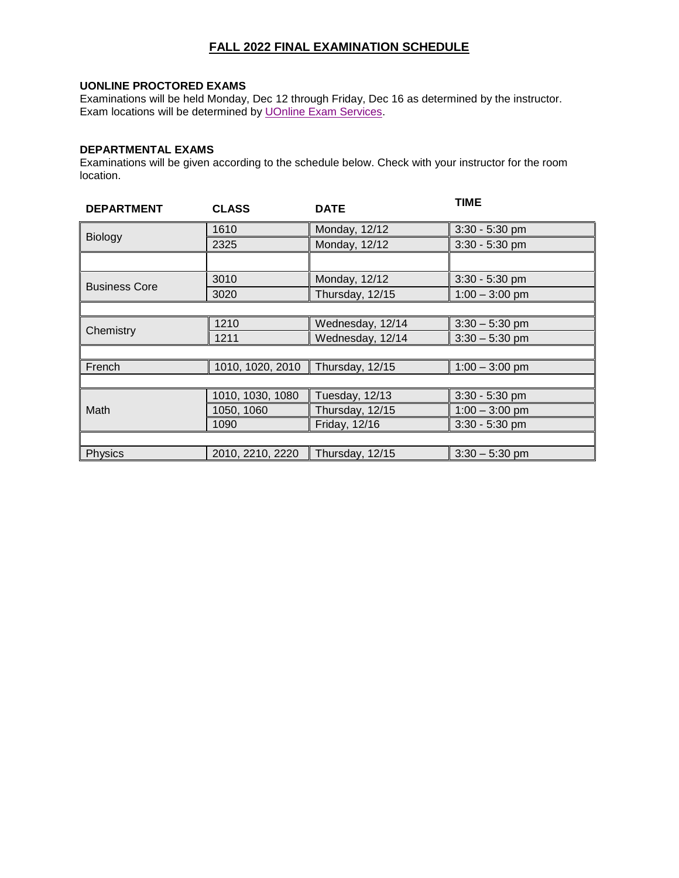# FALL 2022 FINAL EXAMINATION SCHEDULE

**UONLINE PROCTORED EXAMS**

Examinations will be held Monday, Dec 12 through Friday, Dec 16 as determined by the instructor. Exam locations will be determined by UOnline Exam Services.

**DEPARTMENTAL EXAMS**

Examinations will be given according to the schedule below. Check with your instructor for the room location.

| DEPARTMENT | CLASS | DATE | TIME |
|---|---|---|---|
| Biology | 1610 | Monday, 12/12 | 3:30 - 5:30 pm |
| | 2325 | Monday, 12/12 | 3:30 - 5:30 pm |
| | | | |
| Business Core | 3010 | Monday, 12/12 | 3:30 - 5:30 pm |
| | 3020 | Thursday, 12/15 | 1:00 – 3:00 pm |
| | | | |
| Chemistry | 1210 | Wednesday, 12/14 | 3:30 – 5:30 pm |
| | 1211 | Wednesday, 12/14 | 3:30 – 5:30 pm |
| | | | |
| French | 1010, 1020, 2010 | Thursday, 12/15 | 1:00 – 3:00 pm |
| | | | |
| Math | 1010, 1030, 1080 | Tuesday, 12/13 | 3:30 - 5:30 pm |
| | 1050, 1060 | Thursday, 12/15 | 1:00 – 3:00 pm |
| | 1090 | Friday, 12/16 | 3:30 - 5:30 pm |
| | | | |
| Physics | 2010, 2210, 2220 | Thursday, 12/15 | 3:30 – 5:30 pm |